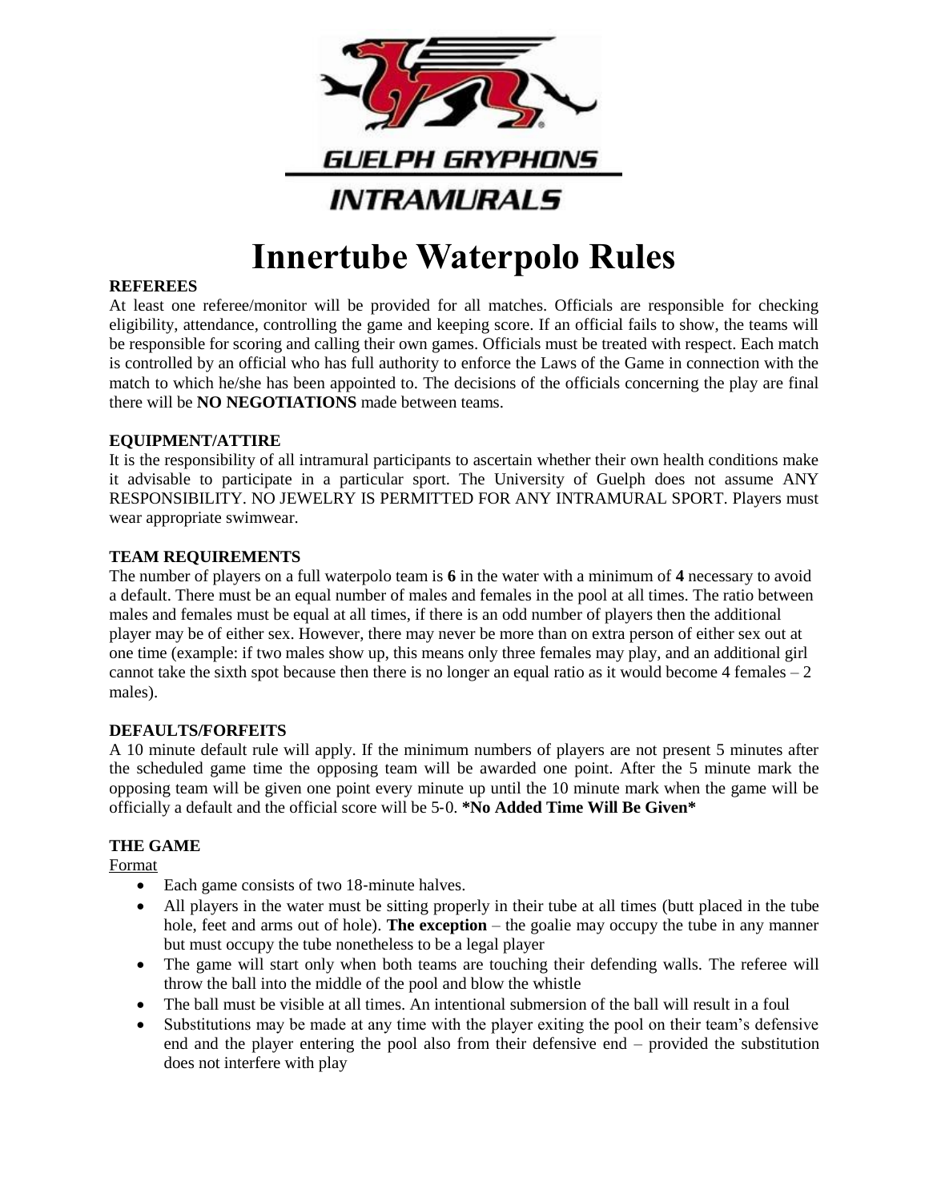GUELPH GRYPHONS

INTRAMURALS

# Innertube Waterpolo Rules

**REFEREES**

At least one referee/monitor will be provided for all matches. Officials are responsible for checking eligibility, attendance, controlling the game and keeping score. If an official fails to show, the teams will be responsible for scoring and calling their own games. Officials must be treated with respect. Each match is controlled by an official who has full authority to enforce the Laws of the Game in connection with the match to which he/she has been appointed to. The decisions of the officials concerning the play are final there will be **NO NEGOTIATIONS** made between teams.

**EQUIPMENT/ATTIRE**

It is the responsibility of all intramural participants to ascertain whether their own health conditions make it advisable to participate in a particular sport. The University of Guelph does not assume ANY RESPONSIBILITY. NO JEWELRY IS PERMITTED FOR ANY INTRAMURAL SPORT. Players must wear appropriate swimwear.

**TEAM REQUIREMENTS**

The number of players on a full waterpolo team is **6** in the water with a minimum of **4** necessary to avoid a default. There must be an equal number of males and females in the pool at all times. The ratio between males and females must be equal at all times, if there is an odd number of players then the additional player may be of either sex. However, there may never be more than on extra person of either sex out at one time (example: if two males show up, this means only three females may play, and an additional girl cannot take the sixth spot because then there is no longer an equal ratio as it would become 4 females – 2 males).

**DEFAULTS/FORFEITS**

A 10 minute default rule will apply. If the minimum numbers of players are not present 5 minutes after the scheduled game time the opposing team will be awarded one point. After the 5 minute mark the opposing team will be given one point every minute up until the 10 minute mark when the game will be officially a default and the official score will be 5-0. ***No Added Time Will Be Given***

**THE GAME**

Format

- Each game consists of two 18-minute halves.
- All players in the water must be sitting properly in their tube at all times (butt placed in the tube hole, feet and arms out of hole). **The exception** – the goalie may occupy the tube in any manner but must occupy the tube nonetheless to be a legal player
- The game will start only when both teams are touching their defending walls. The referee will throw the ball into the middle of the pool and blow the whistle
- The ball must be visible at all times. An intentional submersion of the ball will result in a foul
- Substitutions may be made at any time with the player exiting the pool on their team's defensive end and the player entering the pool also from their defensive end – provided the substitution does not interfere with play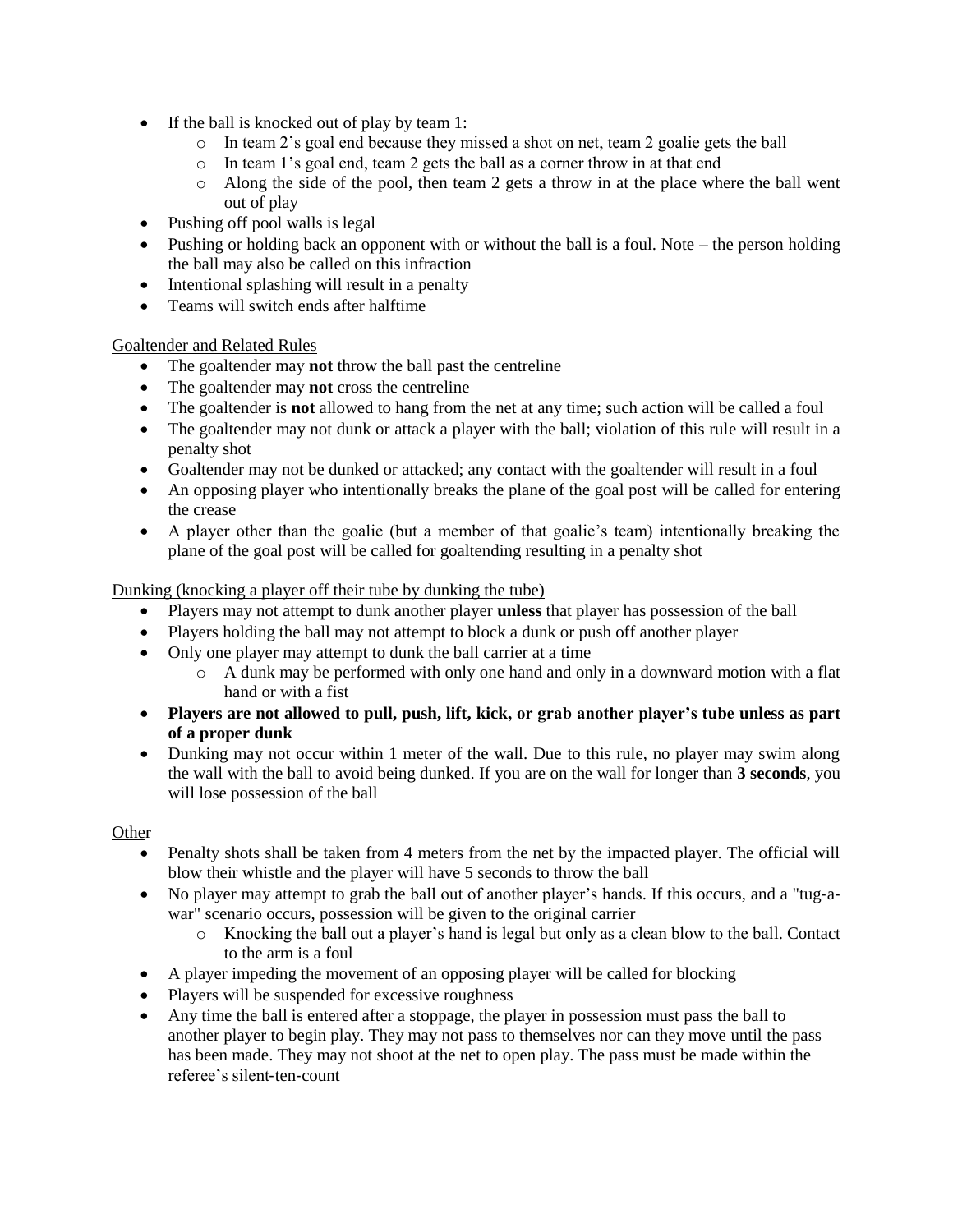- If the ball is knocked out of play by team 1:
  - In team 2's goal end because they missed a shot on net, team 2 goalie gets the ball
  - In team 1's goal end, team 2 gets the ball as a corner throw in at that end
  - Along the side of the pool, then team 2 gets a throw in at the place where the ball went out of play
- Pushing off pool walls is legal
- Pushing or holding back an opponent with or without the ball is a foul. Note – the person holding the ball may also be called on this infraction
- Intentional splashing will result in a penalty
- Teams will switch ends after halftime

Goaltender and Related Rules

- The goaltender may **not** throw the ball past the centreline
- The goaltender may **not** cross the centreline
- The goaltender is **not** allowed to hang from the net at any time; such action will be called a foul
- The goaltender may not dunk or attack a player with the ball; violation of this rule will result in a penalty shot
- Goaltender may not be dunked or attacked; any contact with the goaltender will result in a foul
- An opposing player who intentionally breaks the plane of the goal post will be called for entering the crease
- A player other than the goalie (but a member of that goalie's team) intentionally breaking the plane of the goal post will be called for goaltending resulting in a penalty shot

Dunking (knocking a player off their tube by dunking the tube)

- Players may not attempt to dunk another player **unless** that player has possession of the ball
- Players holding the ball may not attempt to block a dunk or push off another player
- Only one player may attempt to dunk the ball carrier at a time
  - A dunk may be performed with only one hand and only in a downward motion with a flat hand or with a fist
- **Players are not allowed to pull, push, lift, kick, or grab another player's tube unless as part of a proper dunk**
- Dunking may not occur within 1 meter of the wall. Due to this rule, no player may swim along the wall with the ball to avoid being dunked. If you are on the wall for longer than **3 seconds**, you will lose possession of the ball

Other

- Penalty shots shall be taken from 4 meters from the net by the impacted player. The official will blow their whistle and the player will have 5 seconds to throw the ball
- No player may attempt to grab the ball out of another player's hands. If this occurs, and a "tug-a-war" scenario occurs, possession will be given to the original carrier
  - Knocking the ball out a player's hand is legal but only as a clean blow to the ball. Contact to the arm is a foul
- A player impeding the movement of an opposing player will be called for blocking
- Players will be suspended for excessive roughness
- Any time the ball is entered after a stoppage, the player in possession must pass the ball to another player to begin play. They may not pass to themselves nor can they move until the pass has been made. They may not shoot at the net to open play. The pass must be made within the referee's silent-ten-count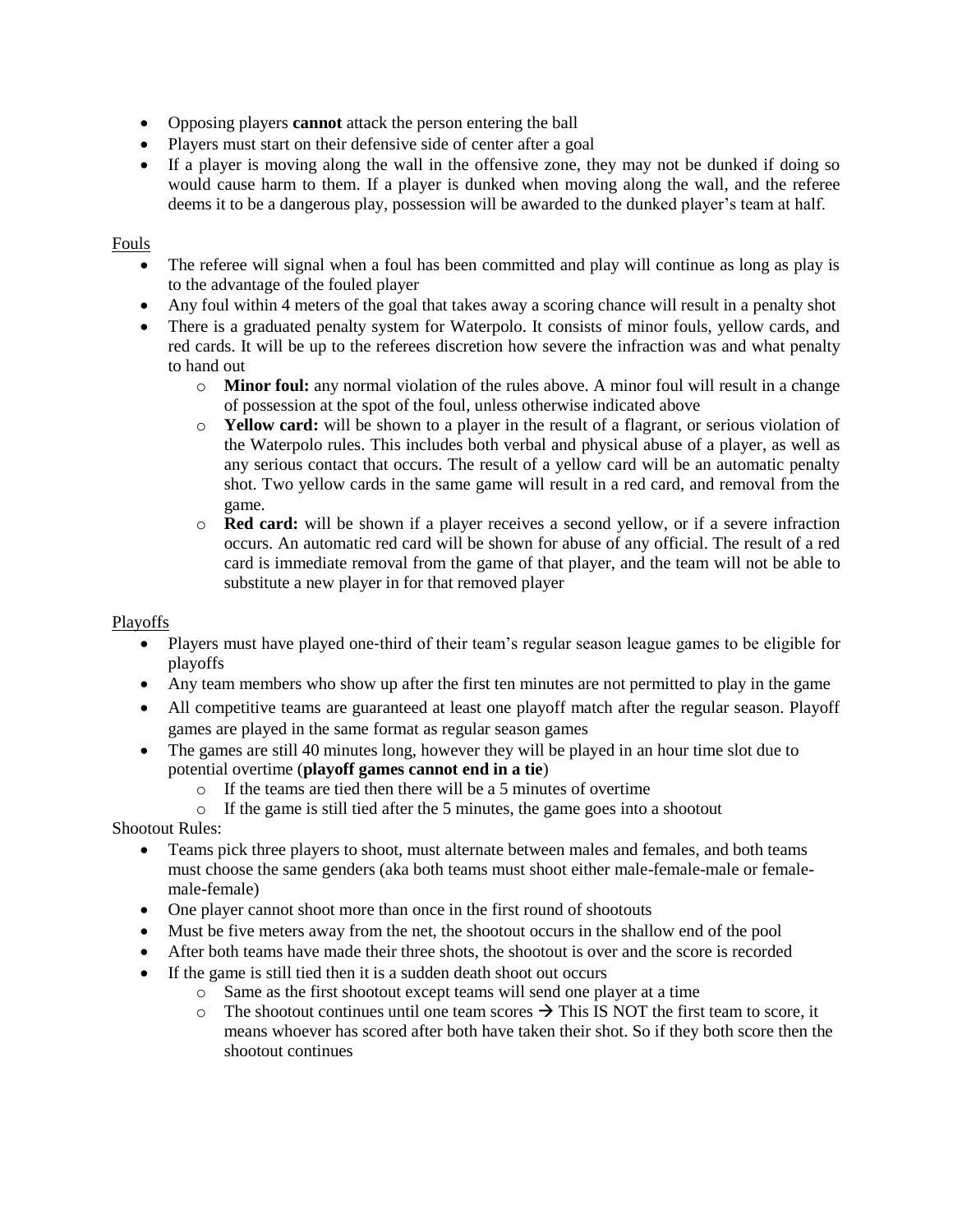- Opposing players **cannot** attack the person entering the ball
- Players must start on their defensive side of center after a goal
- If a player is moving along the wall in the offensive zone, they may not be dunked if doing so would cause harm to them. If a player is dunked when moving along the wall, and the referee deems it to be a dangerous play, possession will be awarded to the dunked player's team at half.

Fouls

- The referee will signal when a foul has been committed and play will continue as long as play is to the advantage of the fouled player
- Any foul within 4 meters of the goal that takes away a scoring chance will result in a penalty shot
- There is a graduated penalty system for Waterpolo. It consists of minor fouls, yellow cards, and red cards. It will be up to the referees discretion how severe the infraction was and what penalty to hand out
    - **Minor foul:** any normal violation of the rules above. A minor foul will result in a change of possession at the spot of the foul, unless otherwise indicated above
    - **Yellow card:** will be shown to a player in the result of a flagrant, or serious violation of the Waterpolo rules. This includes both verbal and physical abuse of a player, as well as any serious contact that occurs. The result of a yellow card will be an automatic penalty shot. Two yellow cards in the same game will result in a red card, and removal from the game.
    - **Red card:** will be shown if a player receives a second yellow, or if a severe infraction occurs. An automatic red card will be shown for abuse of any official. The result of a red card is immediate removal from the game of that player, and the team will not be able to substitute a new player in for that removed player

Playoffs

- Players must have played one-third of their team's regular season league games to be eligible for playoffs
- Any team members who show up after the first ten minutes are not permitted to play in the game
- All competitive teams are guaranteed at least one playoff match after the regular season. Playoff games are played in the same format as regular season games
- The games are still 40 minutes long, however they will be played in an hour time slot due to potential overtime (**playoff games cannot end in a tie**)
    - If the teams are tied then there will be a 5 minutes of overtime
    - If the game is still tied after the 5 minutes, the game goes into a shootout

Shootout Rules:

- Teams pick three players to shoot, must alternate between males and females, and both teams must choose the same genders (aka both teams must shoot either male-female-male or female-male-female)
- One player cannot shoot more than once in the first round of shootouts
- Must be five meters away from the net, the shootout occurs in the shallow end of the pool
- After both teams have made their three shots, the shootout is over and the score is recorded
- If the game is still tied then it is a sudden death shoot out occurs
    - Same as the first shootout except teams will send one player at a time
    - The shootout continues until one team scores → This IS NOT the first team to score, it means whoever has scored after both have taken their shot. So if they both score then the shootout continues